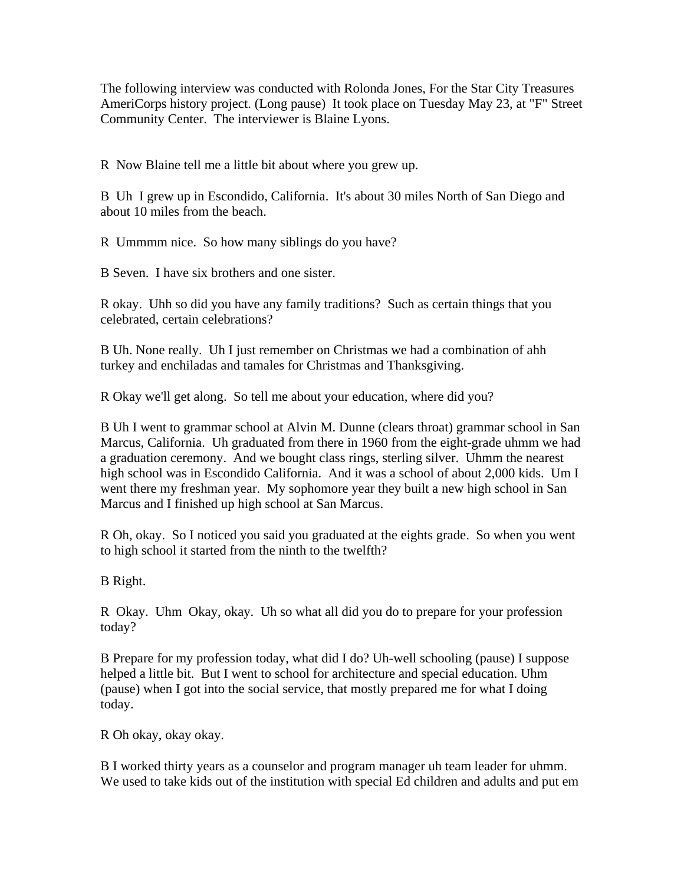The following interview was conducted with Rolonda Jones, For the Star City Treasures AmeriCorps history project. (Long pause) It took place on Tuesday May 23, at "F" Street Community Center. The interviewer is Blaine Lyons.

R Now Blaine tell me a little bit about where you grew up.

B Uh I grew up in Escondido, California. It's about 30 miles North of San Diego and about 10 miles from the beach.

R Ummmm nice. So how many siblings do you have?

B Seven. I have six brothers and one sister.

R okay. Uhh so did you have any family traditions? Such as certain things that you celebrated, certain celebrations?

B Uh. None really. Uh I just remember on Christmas we had a combination of ahh turkey and enchiladas and tamales for Christmas and Thanksgiving.

R Okay we'll get along. So tell me about your education, where did you?

B Uh I went to grammar school at Alvin M. Dunne (clears throat) grammar school in San Marcus, California. Uh graduated from there in 1960 from the eight-grade uhmm we had a graduation ceremony. And we bought class rings, sterling silver. Uhmm the nearest high school was in Escondido California. And it was a school of about 2,000 kids. Um I went there my freshman year. My sophomore year they built a new high school in San Marcus and I finished up high school at San Marcus.

R Oh, okay. So I noticed you said you graduated at the eights grade. So when you went to high school it started from the ninth to the twelfth?

B Right.

R Okay. Uhm Okay, okay. Uh so what all did you do to prepare for your profession today?

B Prepare for my profession today, what did I do? Uh-well schooling (pause) I suppose helped a little bit. But I went to school for architecture and special education. Uhm (pause) when I got into the social service, that mostly prepared me for what I doing today.

R Oh okay, okay okay.

B I worked thirty years as a counselor and program manager uh team leader for uhmm. We used to take kids out of the institution with special Ed children and adults and put em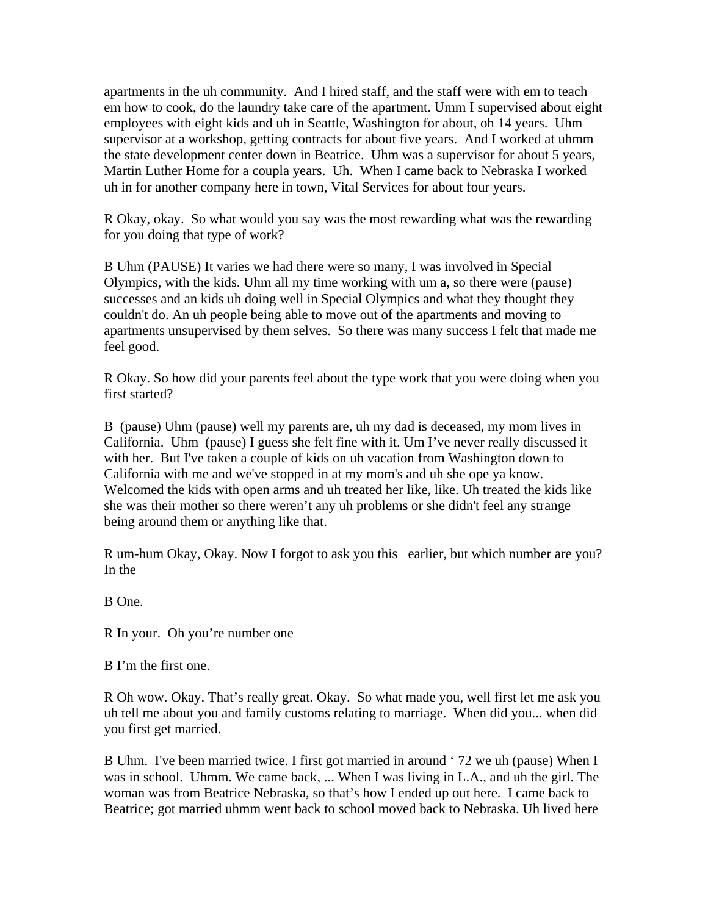apartments in the uh community. And I hired staff, and the staff were with em to teach em how to cook, do the laundry take care of the apartment. Umm I supervised about eight employees with eight kids and uh in Seattle, Washington for about, oh 14 years. Uhm supervisor at a workshop, getting contracts for about five years. And I worked at uhmm the state development center down in Beatrice. Uhm was a supervisor for about 5 years, Martin Luther Home for a coupla years. Uh. When I came back to Nebraska I worked uh in for another company here in town, Vital Services for about four years.

R Okay, okay. So what would you say was the most rewarding what was the rewarding for you doing that type of work?

B Uhm (PAUSE) It varies we had there were so many, I was involved in Special Olympics, with the kids. Uhm all my time working with um a, so there were (pause) successes and an kids uh doing well in Special Olympics and what they thought they couldn't do. An uh people being able to move out of the apartments and moving to apartments unsupervised by them selves. So there was many success I felt that made me feel good.

R Okay. So how did your parents feel about the type work that you were doing when you first started?

B (pause) Uhm (pause) well my parents are, uh my dad is deceased, my mom lives in California. Uhm (pause) I guess she felt fine with it. Um I've never really discussed it with her. But I've taken a couple of kids on uh vacation from Washington down to California with me and we've stopped in at my mom's and uh she ope ya know. Welcomed the kids with open arms and uh treated her like, like. Uh treated the kids like she was their mother so there weren't any uh problems or she didn't feel any strange being around them or anything like that.

R um-hum Okay, Okay. Now I forgot to ask you this earlier, but which number are you? In the

B One.

R In your. Oh you're number one

B I'm the first one.

R Oh wow. Okay. That's really great. Okay. So what made you, well first let me ask you uh tell me about you and family customs relating to marriage. When did you... when did you first get married.

B Uhm. I've been married twice. I first got married in around ' 72 we uh (pause) When I was in school. Uhmm. We came back, ... When I was living in L.A., and uh the girl. The woman was from Beatrice Nebraska, so that's how I ended up out here. I came back to Beatrice; got married uhmm went back to school moved back to Nebraska. Uh lived here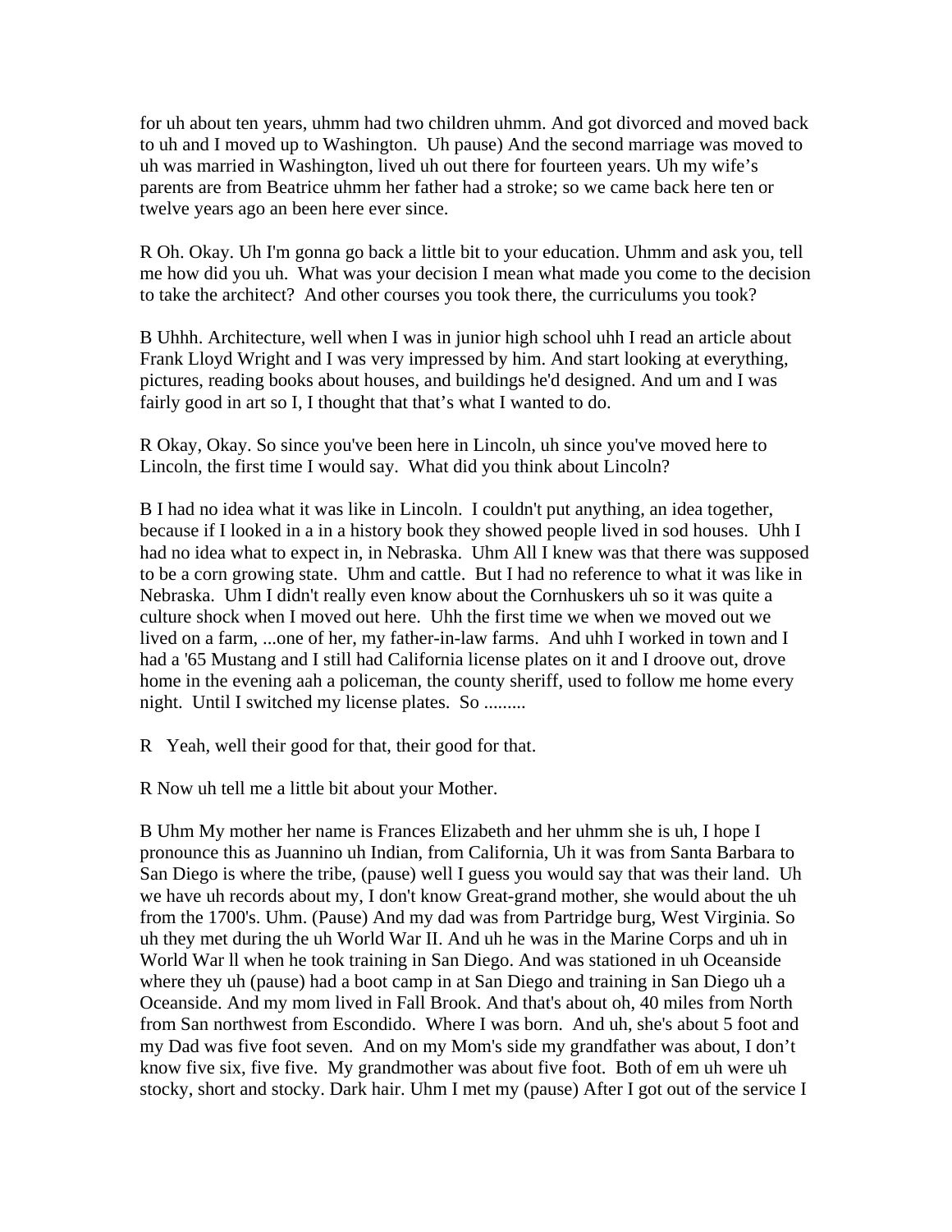for uh about ten years, uhmm had two children uhmm. And got divorced and moved back to uh and I moved up to Washington. Uh pause) And the second marriage was moved to uh was married in Washington, lived uh out there for fourteen years. Uh my wife's parents are from Beatrice uhmm her father had a stroke; so we came back here ten or twelve years ago an been here ever since.

R Oh. Okay. Uh I'm gonna go back a little bit to your education. Uhmm and ask you, tell me how did you uh. What was your decision I mean what made you come to the decision to take the architect? And other courses you took there, the curriculums you took?

B Uhhh. Architecture, well when I was in junior high school uhh I read an article about Frank Lloyd Wright and I was very impressed by him. And start looking at everything, pictures, reading books about houses, and buildings he'd designed. And um and I was fairly good in art so I, I thought that that's what I wanted to do.

R Okay, Okay. So since you've been here in Lincoln, uh since you've moved here to Lincoln, the first time I would say. What did you think about Lincoln?

B I had no idea what it was like in Lincoln. I couldn't put anything, an idea together, because if I looked in a in a history book they showed people lived in sod houses. Uhh I had no idea what to expect in, in Nebraska. Uhm All I knew was that there was supposed to be a corn growing state. Uhm and cattle. But I had no reference to what it was like in Nebraska. Uhm I didn't really even know about the Cornhuskers uh so it was quite a culture shock when I moved out here. Uhh the first time we when we moved out we lived on a farm, ...one of her, my father-in-law farms. And uhh I worked in town and I had a '65 Mustang and I still had California license plates on it and I droove out, drove home in the evening aah a policeman, the county sheriff, used to follow me home every night. Until I switched my license plates. So .........

R Yeah, well their good for that, their good for that.

R Now uh tell me a little bit about your Mother.

B Uhm My mother her name is Frances Elizabeth and her uhmm she is uh, I hope I pronounce this as Juannino uh Indian, from California, Uh it was from Santa Barbara to San Diego is where the tribe, (pause) well I guess you would say that was their land. Uh we have uh records about my, I don't know Great-grand mother, she would about the uh from the 1700's. Uhm. (Pause) And my dad was from Partridge burg, West Virginia. So uh they met during the uh World War II. And uh he was in the Marine Corps and uh in World War ll when he took training in San Diego. And was stationed in uh Oceanside where they uh (pause) had a boot camp in at San Diego and training in San Diego uh a Oceanside. And my mom lived in Fall Brook. And that's about oh, 40 miles from North from San northwest from Escondido. Where I was born. And uh, she's about 5 foot and my Dad was five foot seven. And on my Mom's side my grandfather was about, I don't know five six, five five. My grandmother was about five foot. Both of em uh were uh stocky, short and stocky. Dark hair. Uhm I met my (pause) After I got out of the service I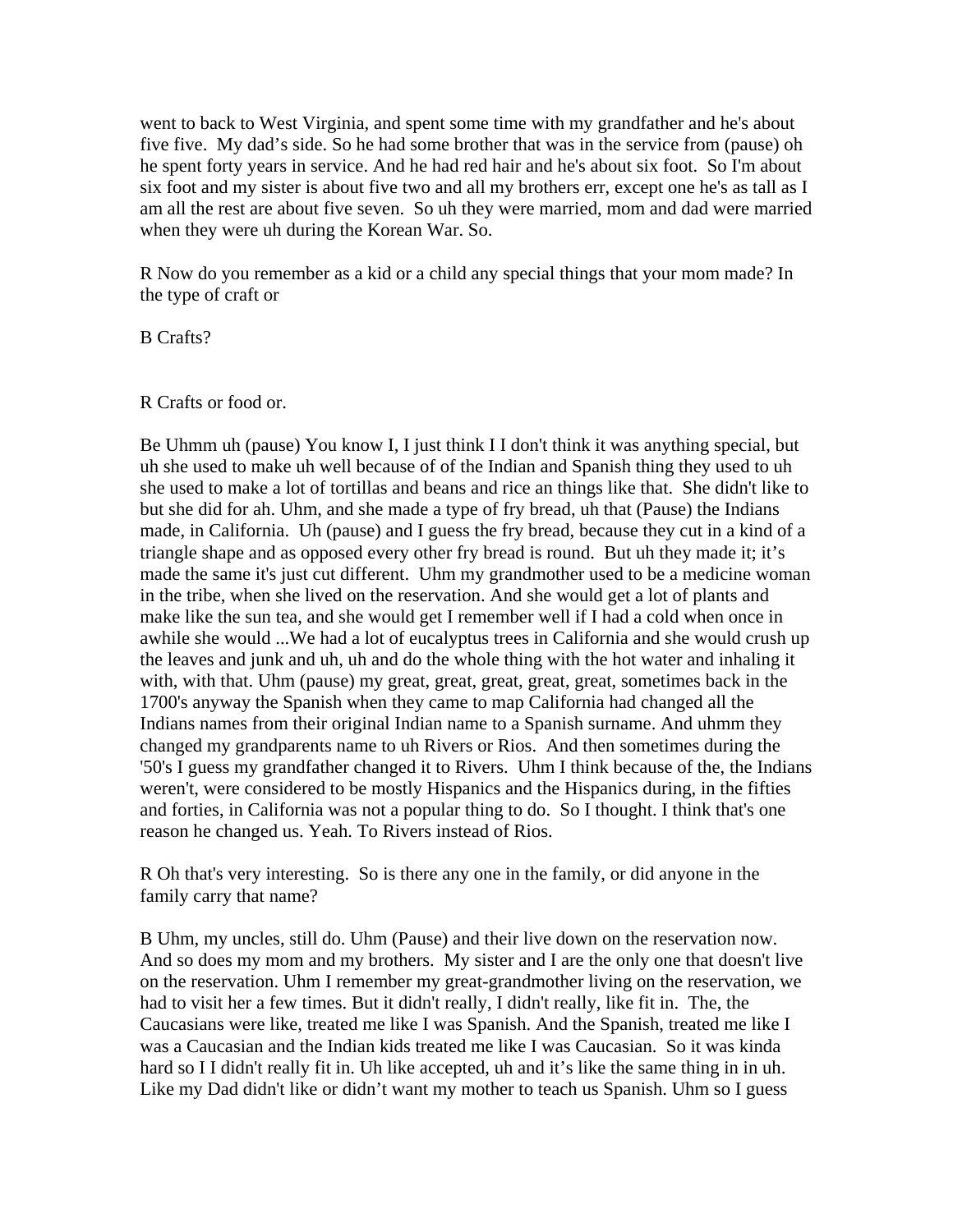went to back to West Virginia, and spent some time with my grandfather and he's about five five. My dad's side. So he had some brother that was in the service from (pause) oh he spent forty years in service. And he had red hair and he's about six foot. So I'm about six foot and my sister is about five two and all my brothers err, except one he's as tall as I am all the rest are about five seven. So uh they were married, mom and dad were married when they were uh during the Korean War. So.

R Now do you remember as a kid or a child any special things that your mom made? In the type of craft or

B Crafts?

R Crafts or food or.

Be Uhmm uh (pause) You know I, I just think I I don't think it was anything special, but uh she used to make uh well because of of the Indian and Spanish thing they used to uh she used to make a lot of tortillas and beans and rice an things like that. She didn't like to but she did for ah. Uhm, and she made a type of fry bread, uh that (Pause) the Indians made, in California. Uh (pause) and I guess the fry bread, because they cut in a kind of a triangle shape and as opposed every other fry bread is round. But uh they made it; it's made the same it's just cut different. Uhm my grandmother used to be a medicine woman in the tribe, when she lived on the reservation. And she would get a lot of plants and make like the sun tea, and she would get I remember well if I had a cold when once in awhile she would ...We had a lot of eucalyptus trees in California and she would crush up the leaves and junk and uh, uh and do the whole thing with the hot water and inhaling it with, with that. Uhm (pause) my great, great, great, great, great, sometimes back in the 1700's anyway the Spanish when they came to map California had changed all the Indians names from their original Indian name to a Spanish surname. And uhmm they changed my grandparents name to uh Rivers or Rios. And then sometimes during the '50's I guess my grandfather changed it to Rivers. Uhm I think because of the, the Indians weren't, were considered to be mostly Hispanics and the Hispanics during, in the fifties and forties, in California was not a popular thing to do. So I thought. I think that's one reason he changed us. Yeah. To Rivers instead of Rios.

R Oh that's very interesting. So is there any one in the family, or did anyone in the family carry that name?

B Uhm, my uncles, still do. Uhm (Pause) and their live down on the reservation now. And so does my mom and my brothers. My sister and I are the only one that doesn't live on the reservation. Uhm I remember my great-grandmother living on the reservation, we had to visit her a few times. But it didn't really, I didn't really, like fit in. The, the Caucasians were like, treated me like I was Spanish. And the Spanish, treated me like I was a Caucasian and the Indian kids treated me like I was Caucasian. So it was kinda hard so I I didn't really fit in. Uh like accepted, uh and it's like the same thing in in uh. Like my Dad didn't like or didn't want my mother to teach us Spanish. Uhm so I guess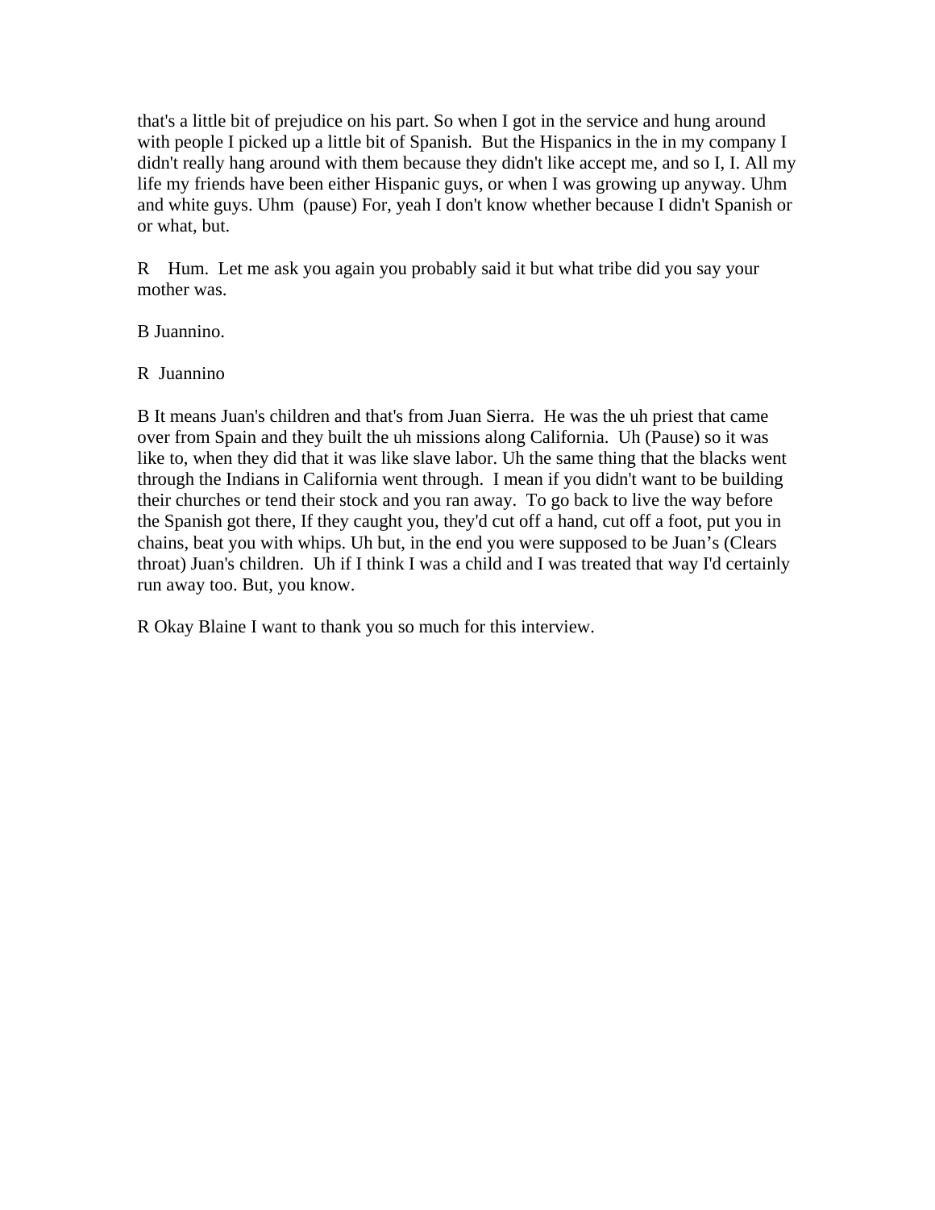that's a little bit of prejudice on his part. So when I got in the service and hung around with people I picked up a little bit of Spanish.  But the Hispanics in the in my company I didn't really hang around with them because they didn't like accept me, and so I, I. All my life my friends have been either Hispanic guys, or when I was growing up anyway. Uhm and white guys. Uhm  (pause) For, yeah I don't know whether because I didn't Spanish or or what, but.

R    Hum.  Let me ask you again you probably said it but what tribe did you say your mother was.

B Juannino.

R  Juannino

B It means Juan's children and that's from Juan Sierra.  He was the uh priest that came over from Spain and they built the uh missions along California.  Uh (Pause) so it was like to, when they did that it was like slave labor. Uh the same thing that the blacks went through the Indians in California went through.  I mean if you didn't want to be building their churches or tend their stock and you ran away.  To go back to live the way before the Spanish got there, If they caught you, they'd cut off a hand, cut off a foot, put you in chains, beat you with whips. Uh but, in the end you were supposed to be Juan's (Clears throat) Juan's children.  Uh if I think I was a child and I was treated that way I'd certainly run away too. But, you know.

R Okay Blaine I want to thank you so much for this interview.